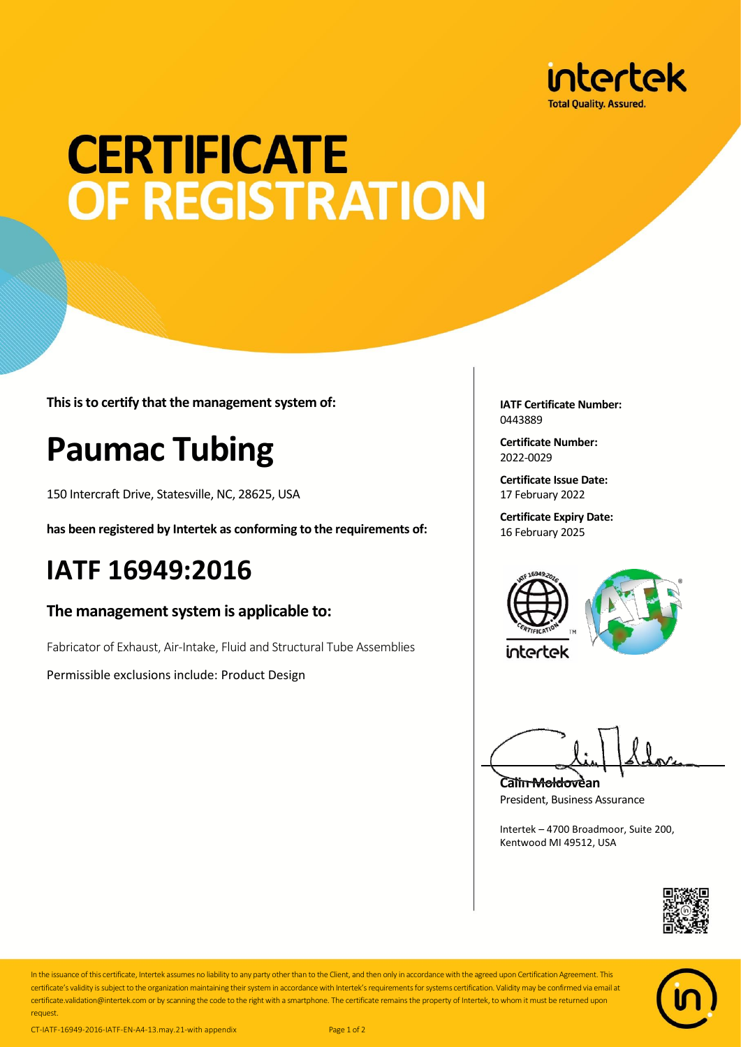intertek
Total Quality. Assured.

# CERTIFICATE OF REGISTRATION

**This is to certify that the management system of:**

# Paumac Tubing

150 Intercraft Drive, Statesville, NC, 28625, USA

**has been registered by Intertek as conforming to the requirements of:**

## IATF 16949:2016

### The management system is applicable to:

Fabricator of Exhaust, Air-Intake, Fluid and Structural Tube Assemblies

Permissible exclusions include: Product Design

**IATF Certificate Number:**
0443889

**Certificate Number:**
2022-0029

**Certificate Issue Date:**
17 February 2022

**Certificate Expiry Date:**
16 February 2025

**Calin Moldovean**
President, Business Assurance

Intertek – 4700 Broadmoor, Suite 200,
Kentwood MI 49512, USA

In the issuance of this certificate, Intertek assumes no liability to any party other than to the Client, and then only in accordance with the agreed upon Certification Agreement. This certificate's validity is subject to the organization maintaining their system in accordance with Intertek's requirements for systems certification. Validity may be confirmed via email at certificate.validation@intertek.com or by scanning the code to the right with a smartphone. The certificate remains the property of Intertek, to whom it must be returned upon request.

CT-IATF-16949-2016-IATF-EN-A4-13.may.21-with appendix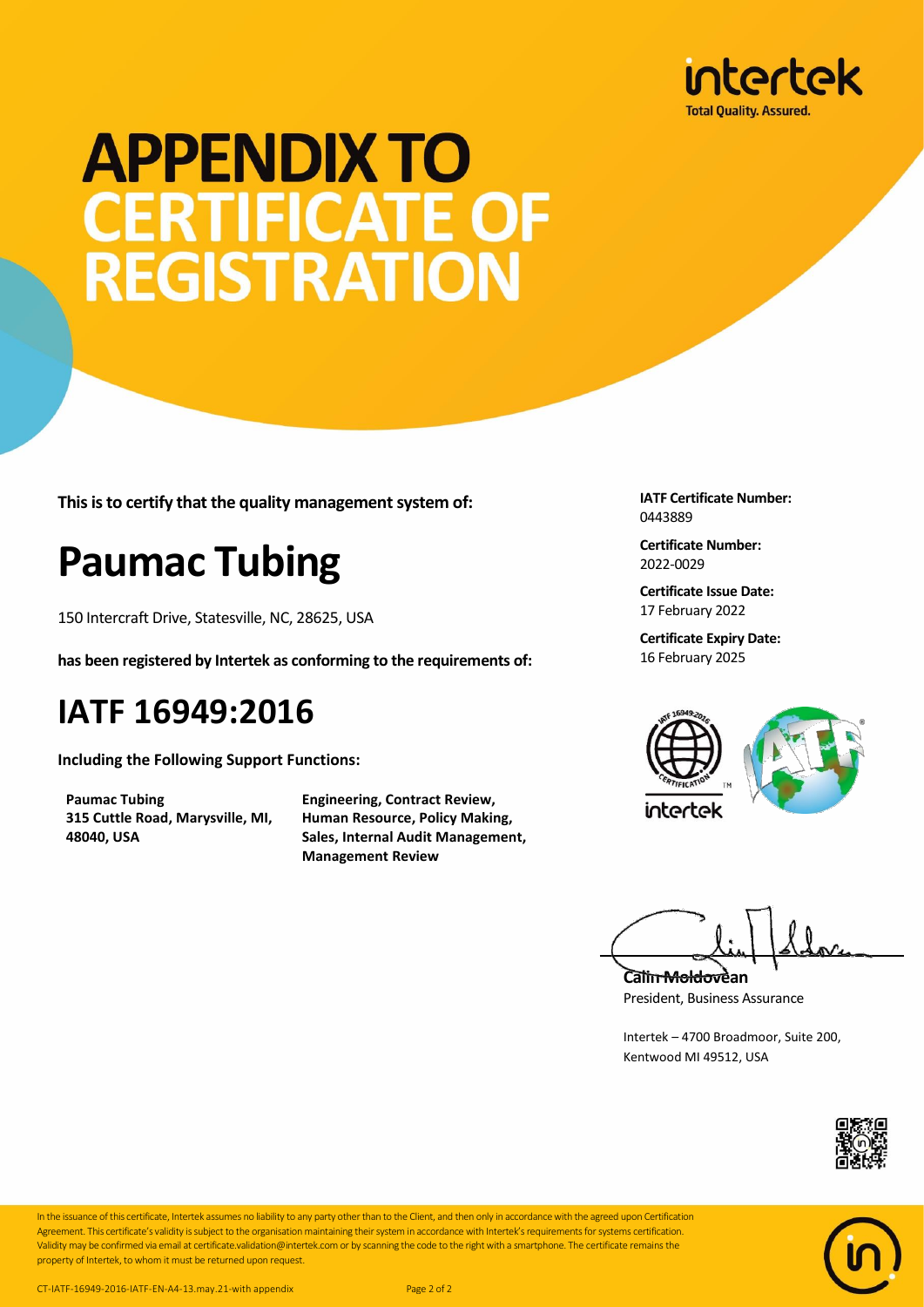intertek
Total Quality. Assured.

# APPENDIX TO CERTIFICATE OF REGISTRATION

**This is to certify that the quality management system of:**

# Paumac Tubing

150 Intercraft Drive, Statesville, NC, 28625, USA

**has been registered by Intertek as conforming to the requirements of:**

## IATF 16949:2016

**Including the Following Support Functions:**

| | |
|---|---|
| **Paumac Tubing**<br>**315 Cuttle Road, Marysville, MI, 48040, USA** | **Engineering, Contract Review, Human Resource, Policy Making, Sales, Internal Audit Management, Management Review** |

**IATF Certificate Number:**
0443889

**Certificate Number:**
2022-0029

**Certificate Issue Date:**
17 February 2022

**Certificate Expiry Date:**
16 February 2025

**Calin Moldovean**
President, Business Assurance

Intertek – 4700 Broadmoor, Suite 200,
Kentwood MI 49512, USA

In the issuance of this certificate, Intertek assumes no liability to any party other than to the Client, and then only in accordance with the agreed upon Certification Agreement. This certificate's validity is subject to the organisation maintaining their system in accordance with Intertek's requirements for systems certification. Validity may be confirmed via email at certificate.validation@intertek.com or by scanning the code to the right with a smartphone. The certificate remains the property of Intertek, to whom it must be returned upon request.

CT-IATF-16949-2016-IATF-EN-A4-13.may.21-with appendix